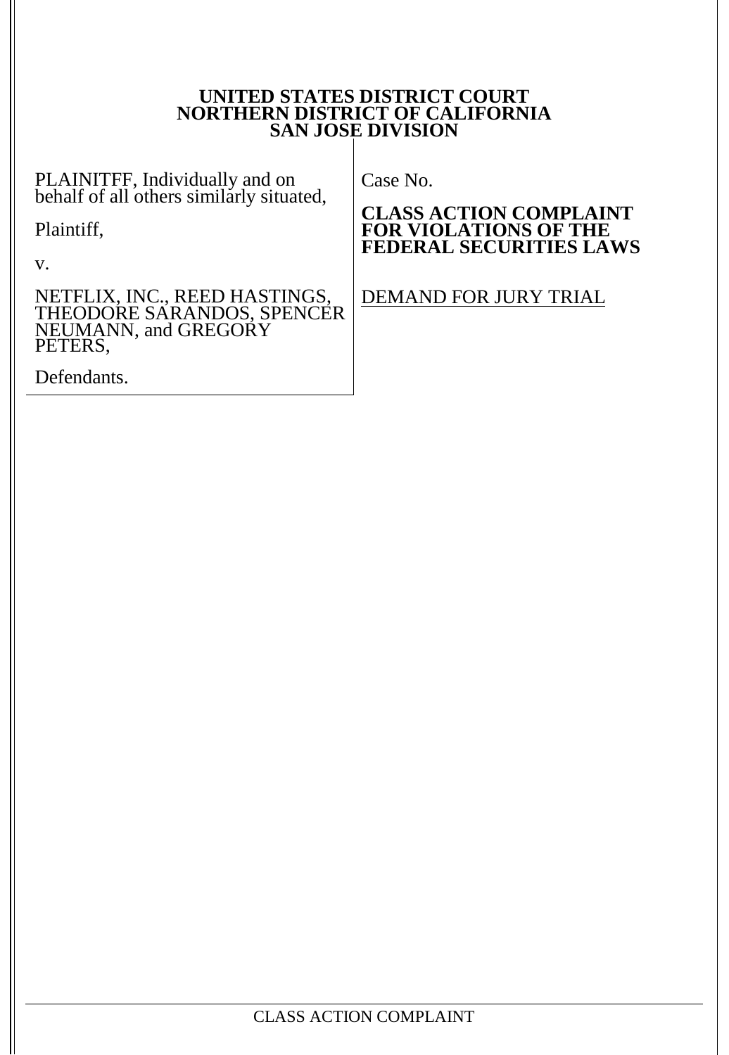**UNITED STATES DISTRICT COURT**
**NORTHERN DISTRICT OF CALIFORNIA**
**SAN JOSE DIVISION**

| | |
|---|---|
| PLAINITFF, Individually and on behalf of all others similarly situated,<br><br>Plaintiff,<br><br>v.<br><br>NETFLIX, INC., REED HASTINGS, THEODORE SARANDOS, SPENCER NEUMANN, and GREGORY PETERS,<br><br>Defendants. | Case No.<br><br>**CLASS ACTION COMPLAINT FOR VIOLATIONS OF THE FEDERAL SECURITIES LAWS**<br><br><u>DEMAND FOR JURY TRIAL</u> |

CLASS ACTION COMPLAINT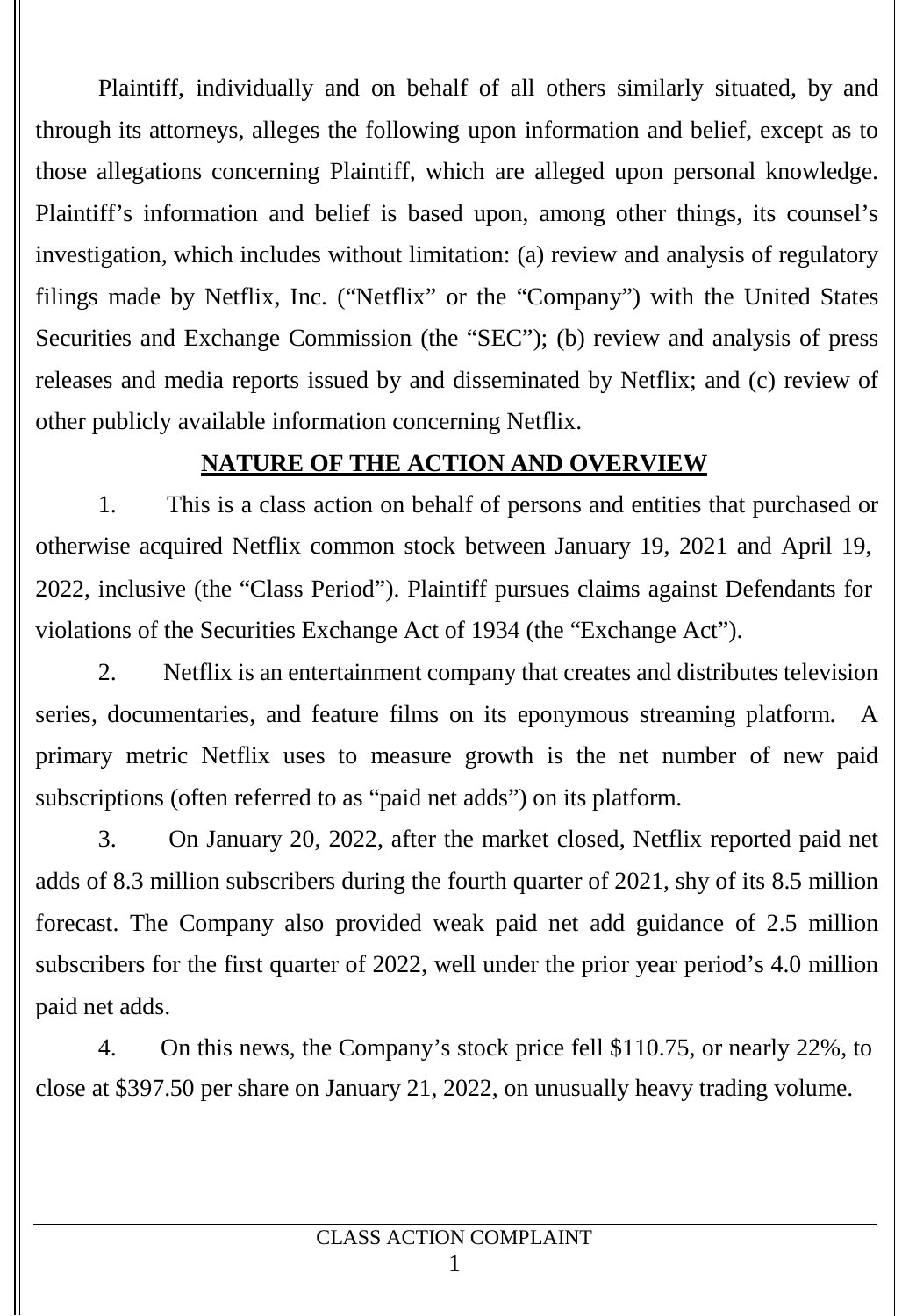Plaintiff, individually and on behalf of all others similarly situated, by and through its attorneys, alleges the following upon information and belief, except as to those allegations concerning Plaintiff, which are alleged upon personal knowledge. Plaintiff's information and belief is based upon, among other things, its counsel's investigation, which includes without limitation: (a) review and analysis of regulatory filings made by Netflix, Inc. ("Netflix" or the "Company") with the United States Securities and Exchange Commission (the "SEC"); (b) review and analysis of press releases and media reports issued by and disseminated by Netflix; and (c) review of other publicly available information concerning Netflix.

## NATURE OF THE ACTION AND OVERVIEW

1. This is a class action on behalf of persons and entities that purchased or otherwise acquired Netflix common stock between January 19, 2021 and April 19, 2022, inclusive (the "Class Period"). Plaintiff pursues claims against Defendants for violations of the Securities Exchange Act of 1934 (the "Exchange Act").

2. Netflix is an entertainment company that creates and distributes television series, documentaries, and feature films on its eponymous streaming platform. A primary metric Netflix uses to measure growth is the net number of new paid subscriptions (often referred to as "paid net adds") on its platform.

3. On January 20, 2022, after the market closed, Netflix reported paid net adds of 8.3 million subscribers during the fourth quarter of 2021, shy of its 8.5 million forecast. The Company also provided weak paid net add guidance of 2.5 million subscribers for the first quarter of 2022, well under the prior year period's 4.0 million paid net adds.

4. On this news, the Company's stock price fell $110.75, or nearly 22%, to close at $397.50 per share on January 21, 2022, on unusually heavy trading volume.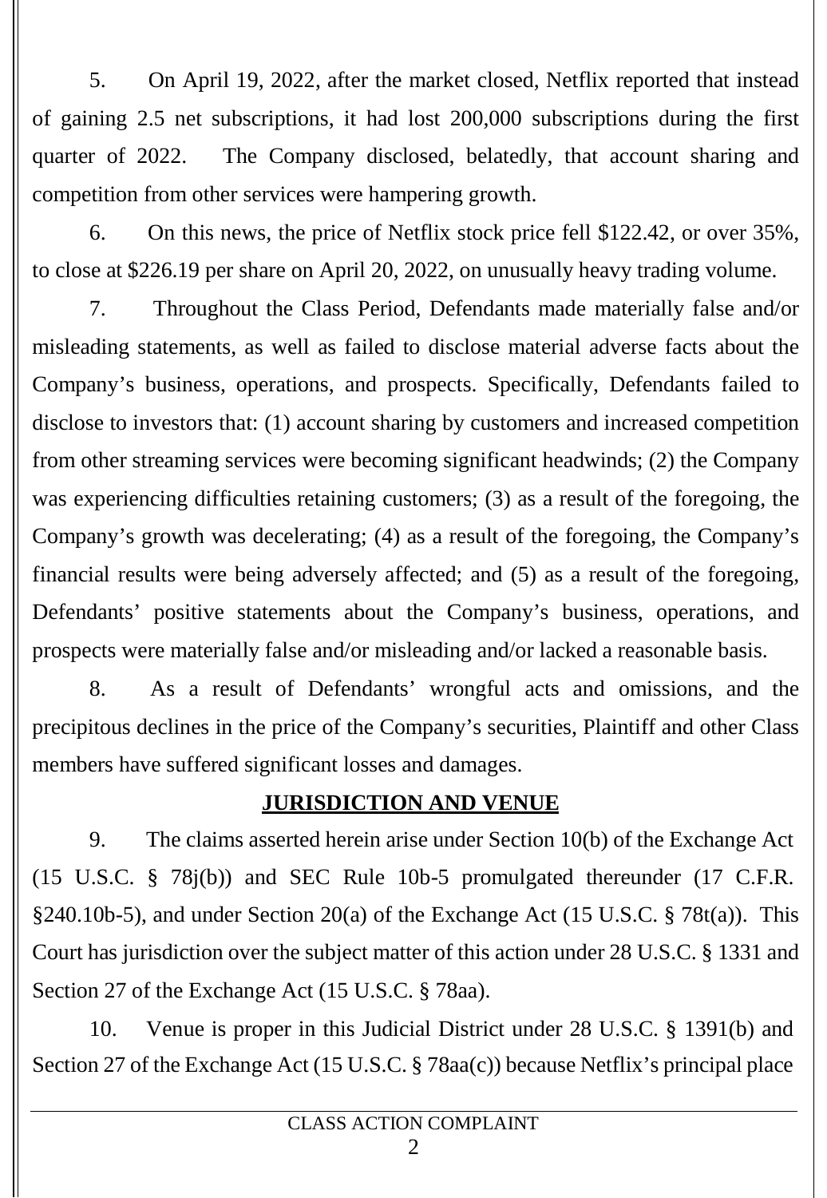5. On April 19, 2022, after the market closed, Netflix reported that instead of gaining 2.5 net subscriptions, it had lost 200,000 subscriptions during the first quarter of 2022. The Company disclosed, belatedly, that account sharing and competition from other services were hampering growth.

6. On this news, the price of Netflix stock price fell $122.42, or over 35%, to close at $226.19 per share on April 20, 2022, on unusually heavy trading volume.

7. Throughout the Class Period, Defendants made materially false and/or misleading statements, as well as failed to disclose material adverse facts about the Company's business, operations, and prospects. Specifically, Defendants failed to disclose to investors that: (1) account sharing by customers and increased competition from other streaming services were becoming significant headwinds; (2) the Company was experiencing difficulties retaining customers; (3) as a result of the foregoing, the Company's growth was decelerating; (4) as a result of the foregoing, the Company's financial results were being adversely affected; and (5) as a result of the foregoing, Defendants' positive statements about the Company's business, operations, and prospects were materially false and/or misleading and/or lacked a reasonable basis.

8. As a result of Defendants' wrongful acts and omissions, and the precipitous declines in the price of the Company's securities, Plaintiff and other Class members have suffered significant losses and damages.

## JURISDICTION AND VENUE

9. The claims asserted herein arise under Section 10(b) of the Exchange Act (15 U.S.C. § 78j(b)) and SEC Rule 10b-5 promulgated thereunder (17 C.F.R. §240.10b-5), and under Section 20(a) of the Exchange Act (15 U.S.C. § 78t(a)). This Court has jurisdiction over the subject matter of this action under 28 U.S.C. § 1331 and Section 27 of the Exchange Act (15 U.S.C. § 78aa).

10. Venue is proper in this Judicial District under 28 U.S.C. § 1391(b) and Section 27 of the Exchange Act (15 U.S.C. § 78aa(c)) because Netflix's principal place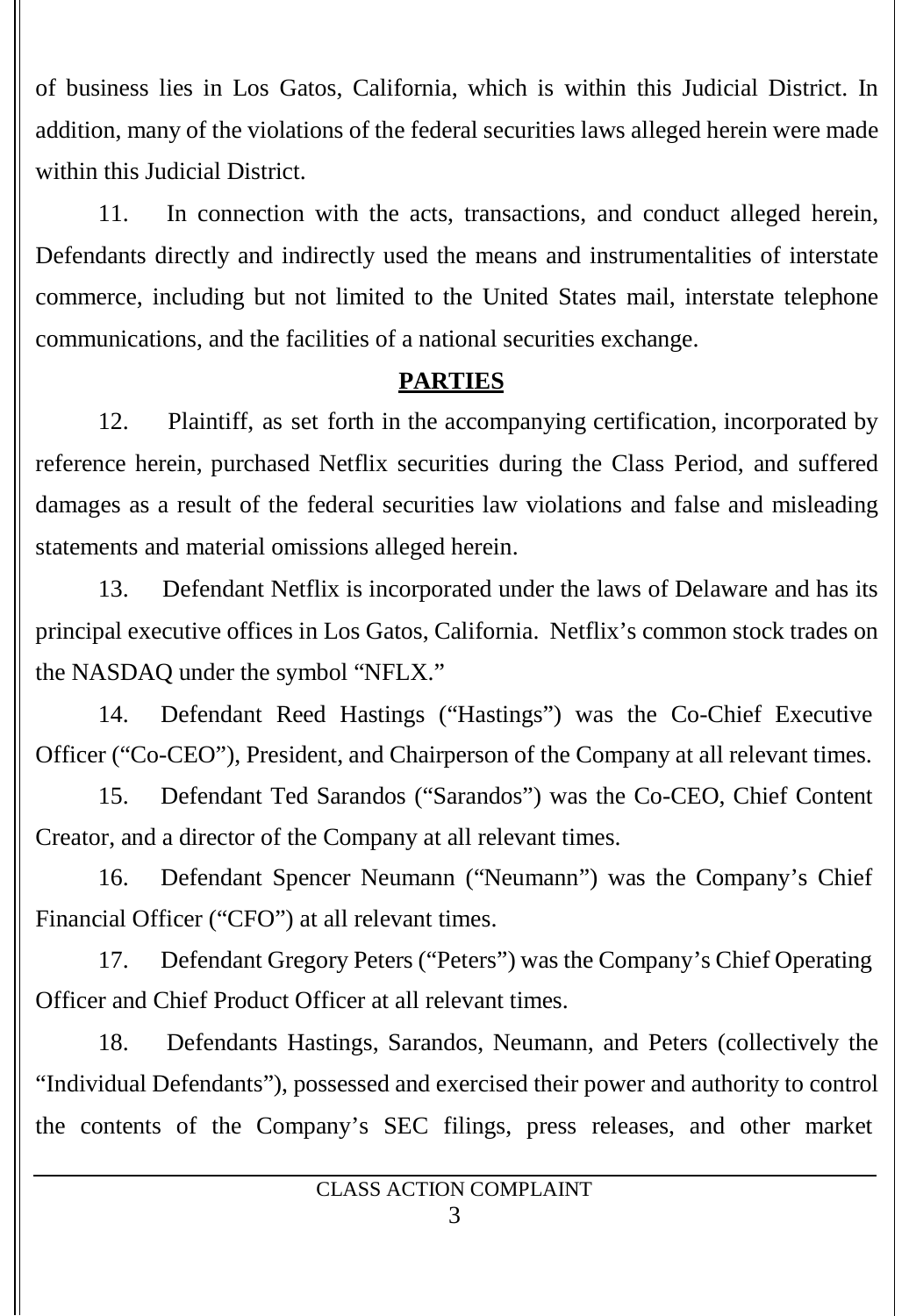of business lies in Los Gatos, California, which is within this Judicial District. In addition, many of the violations of the federal securities laws alleged herein were made within this Judicial District.

11. In connection with the acts, transactions, and conduct alleged herein, Defendants directly and indirectly used the means and instrumentalities of interstate commerce, including but not limited to the United States mail, interstate telephone communications, and the facilities of a national securities exchange.

## PARTIES

12. Plaintiff, as set forth in the accompanying certification, incorporated by reference herein, purchased Netflix securities during the Class Period, and suffered damages as a result of the federal securities law violations and false and misleading statements and material omissions alleged herein.

13. Defendant Netflix is incorporated under the laws of Delaware and has its principal executive offices in Los Gatos, California. Netflix's common stock trades on the NASDAQ under the symbol "NFLX."

14. Defendant Reed Hastings ("Hastings") was the Co-Chief Executive Officer ("Co-CEO"), President, and Chairperson of the Company at all relevant times.

15. Defendant Ted Sarandos ("Sarandos") was the Co-CEO, Chief Content Creator, and a director of the Company at all relevant times.

16. Defendant Spencer Neumann ("Neumann") was the Company's Chief Financial Officer ("CFO") at all relevant times.

17. Defendant Gregory Peters ("Peters") was the Company's Chief Operating Officer and Chief Product Officer at all relevant times.

18. Defendants Hastings, Sarandos, Neumann, and Peters (collectively the "Individual Defendants"), possessed and exercised their power and authority to control the contents of the Company's SEC filings, press releases, and other market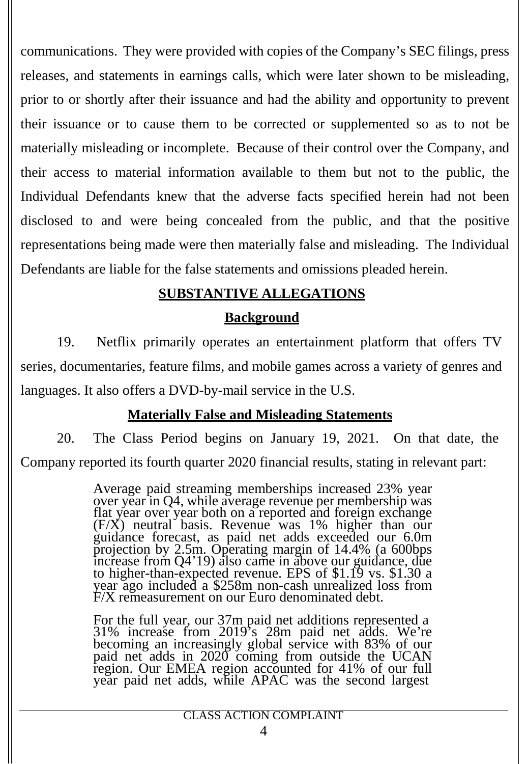communications. They were provided with copies of the Company's SEC filings, press releases, and statements in earnings calls, which were later shown to be misleading, prior to or shortly after their issuance and had the ability and opportunity to prevent their issuance or to cause them to be corrected or supplemented so as to not be materially misleading or incomplete. Because of their control over the Company, and their access to material information available to them but not to the public, the Individual Defendants knew that the adverse facts specified herein had not been disclosed to and were being concealed from the public, and that the positive representations being made were then materially false and misleading. The Individual Defendants are liable for the false statements and omissions pleaded herein.

## SUBSTANTIVE ALLEGATIONS

### Background

19. Netflix primarily operates an entertainment platform that offers TV series, documentaries, feature films, and mobile games across a variety of genres and languages. It also offers a DVD-by-mail service in the U.S.

### Materially False and Misleading Statements

20. The Class Period begins on January 19, 2021. On that date, the Company reported its fourth quarter 2020 financial results, stating in relevant part:

> Average paid streaming memberships increased 23% year over year in Q4, while average revenue per membership was flat year over year both on a reported and foreign exchange (F/X) neutral basis. Revenue was 1% higher than our guidance forecast, as paid net adds exceeded our 6.0m projection by 2.5m. Operating margin of 14.4% (a 600bps increase from Q4'19) also came in above our guidance, due to higher-than-expected revenue. EPS of $1.19 vs. $1.30 a year ago included a $258m non-cash unrealized loss from F/X remeasurement on our Euro denominated debt.
>
> For the full year, our 37m paid net additions represented a 31% increase from 2019's 28m paid net adds. We're becoming an increasingly global service with 83% of our paid net adds in 2020 coming from outside the UCAN region. Our EMEA region accounted for 41% of our full year paid net adds, while APAC was the second largest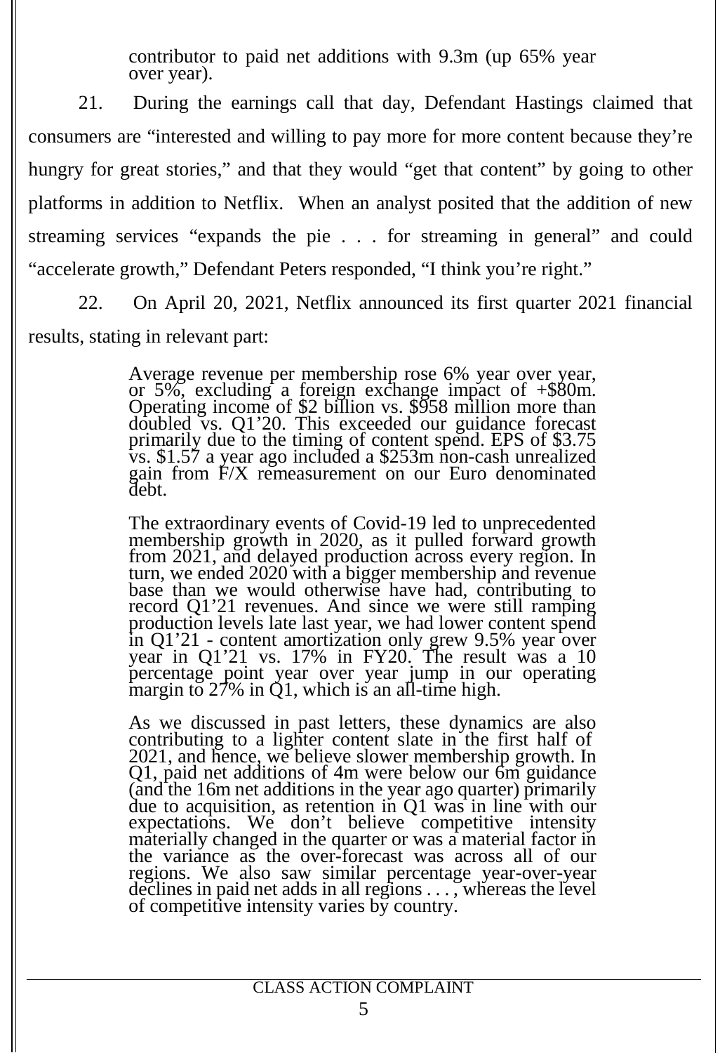> contributor to paid net additions with 9.3m (up 65% year over year).

21. During the earnings call that day, Defendant Hastings claimed that consumers are "interested and willing to pay more for more content because they're hungry for great stories," and that they would "get that content" by going to other platforms in addition to Netflix. When an analyst posited that the addition of new streaming services "expands the pie . . . for streaming in general" and could "accelerate growth," Defendant Peters responded, "I think you're right."

22. On April 20, 2021, Netflix announced its first quarter 2021 financial results, stating in relevant part:

> Average revenue per membership rose 6% year over year, or 5%, excluding a foreign exchange impact of +$80m. Operating income of $2 billion vs. $958 million more than doubled vs. Q1'20. This exceeded our guidance forecast primarily due to the timing of content spend. EPS of $3.75 vs. $1.57 a year ago included a $253m non-cash unrealized gain from F/X remeasurement on our Euro denominated debt.
>
> The extraordinary events of Covid-19 led to unprecedented membership growth in 2020, as it pulled forward growth from 2021, and delayed production across every region. In turn, we ended 2020 with a bigger membership and revenue base than we would otherwise have had, contributing to record Q1'21 revenues. And since we were still ramping production levels late last year, we had lower content spend in Q1'21 - content amortization only grew 9.5% year over year in Q1'21 vs. 17% in FY20. The result was a 10 percentage point year over year jump in our operating margin to 27% in Q1, which is an all-time high.
>
> As we discussed in past letters, these dynamics are also contributing to a lighter content slate in the first half of 2021, and hence, we believe slower membership growth. In Q1, paid net additions of 4m were below our 6m guidance (and the 16m net additions in the year ago quarter) primarily due to acquisition, as retention in Q1 was in line with our expectations. We don't believe competitive intensity materially changed in the quarter or was a material factor in the variance as the over-forecast was across all of our regions. We also saw similar percentage year-over-year declines in paid net adds in all regions . . . , whereas the level of competitive intensity varies by country.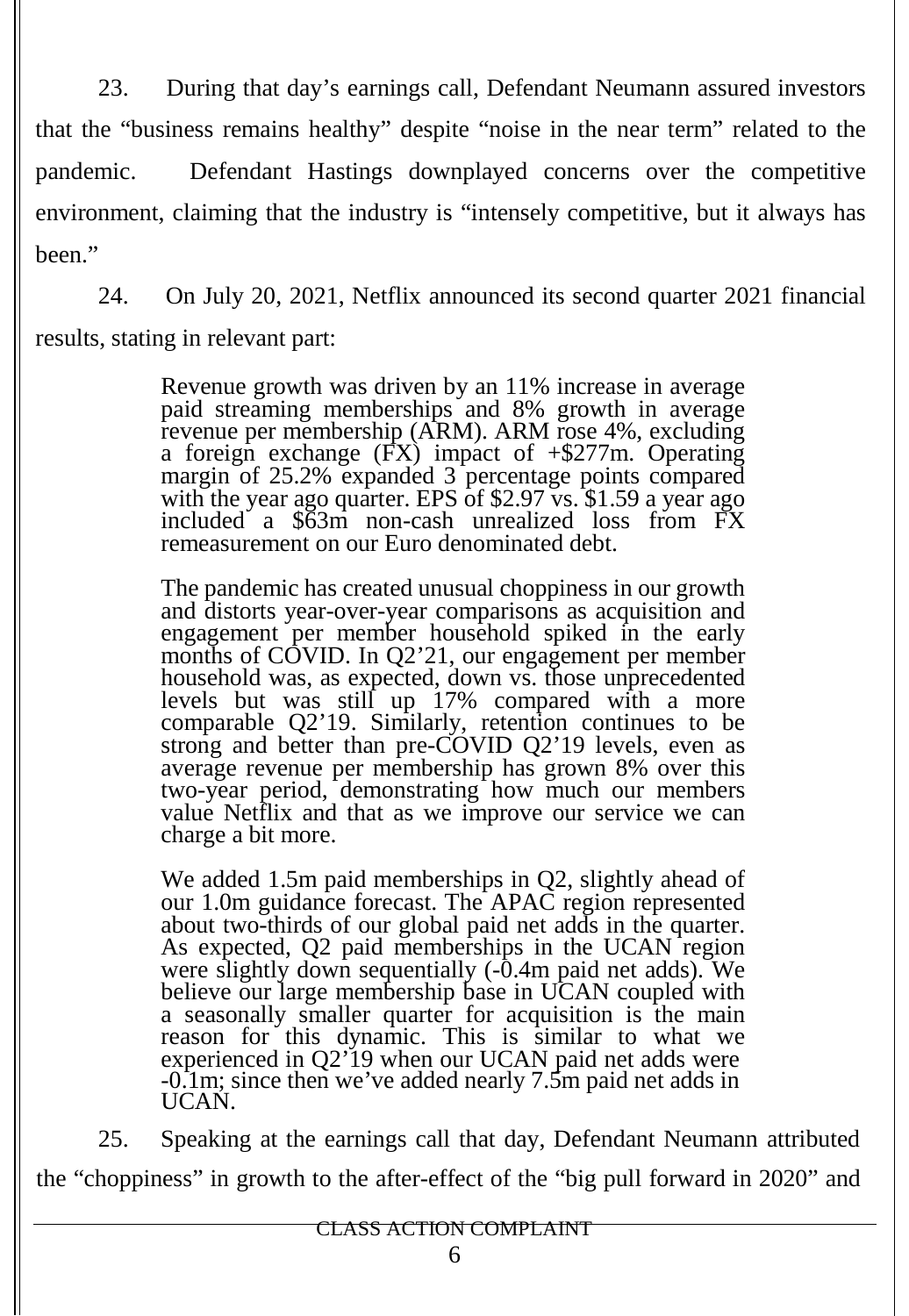23. During that day's earnings call, Defendant Neumann assured investors that the "business remains healthy" despite "noise in the near term" related to the pandemic. Defendant Hastings downplayed concerns over the competitive environment, claiming that the industry is "intensely competitive, but it always has been."

24. On July 20, 2021, Netflix announced its second quarter 2021 financial results, stating in relevant part:

> Revenue growth was driven by an 11% increase in average paid streaming memberships and 8% growth in average revenue per membership (ARM). ARM rose 4%, excluding a foreign exchange (FX) impact of +$277m. Operating margin of 25.2% expanded 3 percentage points compared with the year ago quarter. EPS of $2.97 vs. $1.59 a year ago included a $63m non-cash unrealized loss from FX remeasurement on our Euro denominated debt.
>
> The pandemic has created unusual choppiness in our growth and distorts year-over-year comparisons as acquisition and engagement per member household spiked in the early months of COVID. In Q2'21, our engagement per member household was, as expected, down vs. those unprecedented levels but was still up 17% compared with a more comparable Q2'19. Similarly, retention continues to be strong and better than pre-COVID Q2'19 levels, even as average revenue per membership has grown 8% over this two-year period, demonstrating how much our members value Netflix and that as we improve our service we can charge a bit more.
>
> We added 1.5m paid memberships in Q2, slightly ahead of our 1.0m guidance forecast. The APAC region represented about two-thirds of our global paid net adds in the quarter. As expected, Q2 paid memberships in the UCAN region were slightly down sequentially (-0.4m paid net adds). We believe our large membership base in UCAN coupled with a seasonally smaller quarter for acquisition is the main reason for this dynamic. This is similar to what we experienced in Q2'19 when our UCAN paid net adds were -0.1m; since then we've added nearly 7.5m paid net adds in UCAN.

25. Speaking at the earnings call that day, Defendant Neumann attributed the "choppiness" in growth to the after-effect of the "big pull forward in 2020" and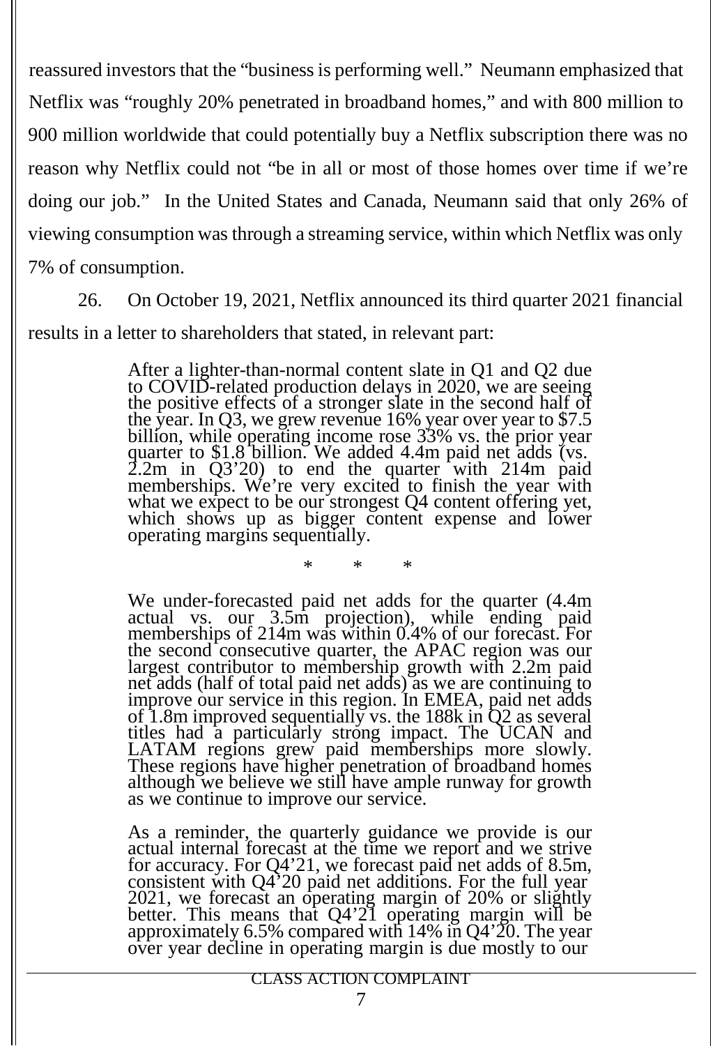reassured investors that the "business is performing well." Neumann emphasized that Netflix was "roughly 20% penetrated in broadband homes," and with 800 million to 900 million worldwide that could potentially buy a Netflix subscription there was no reason why Netflix could not "be in all or most of those homes over time if we're doing our job." In the United States and Canada, Neumann said that only 26% of viewing consumption was through a streaming service, within which Netflix was only 7% of consumption.

26. On October 19, 2021, Netflix announced its third quarter 2021 financial results in a letter to shareholders that stated, in relevant part:

> After a lighter-than-normal content slate in Q1 and Q2 due to COVID-related production delays in 2020, we are seeing the positive effects of a stronger slate in the second half of the year. In Q3, we grew revenue 16% year over year to $7.5 billion, while operating income rose 33% vs. the prior year quarter to $1.8 billion. We added 4.4m paid net adds (vs. 2.2m in Q3'20) to end the quarter with 214m paid memberships. We're very excited to finish the year with what we expect to be our strongest Q4 content offering yet, which shows up as bigger content expense and lower operating margins sequentially.
>
> \* \* \*
>
> We under-forecasted paid net adds for the quarter (4.4m actual vs. our 3.5m projection), while ending paid memberships of 214m was within 0.4% of our forecast. For the second consecutive quarter, the APAC region was our largest contributor to membership growth with 2.2m paid net adds (half of total paid net adds) as we are continuing to improve our service in this region. In EMEA, paid net adds of 1.8m improved sequentially vs. the 188k in Q2 as several titles had a particularly strong impact. The UCAN and LATAM regions grew paid memberships more slowly. These regions have higher penetration of broadband homes although we believe we still have ample runway for growth as we continue to improve our service.
>
> As a reminder, the quarterly guidance we provide is our actual internal forecast at the time we report and we strive for accuracy. For Q4'21, we forecast paid net adds of 8.5m, consistent with Q4'20 paid net additions. For the full year 2021, we forecast an operating margin of 20% or slightly better. This means that Q4'21 operating margin will be approximately 6.5% compared with 14% in Q4'20. The year over year decline in operating margin is due mostly to our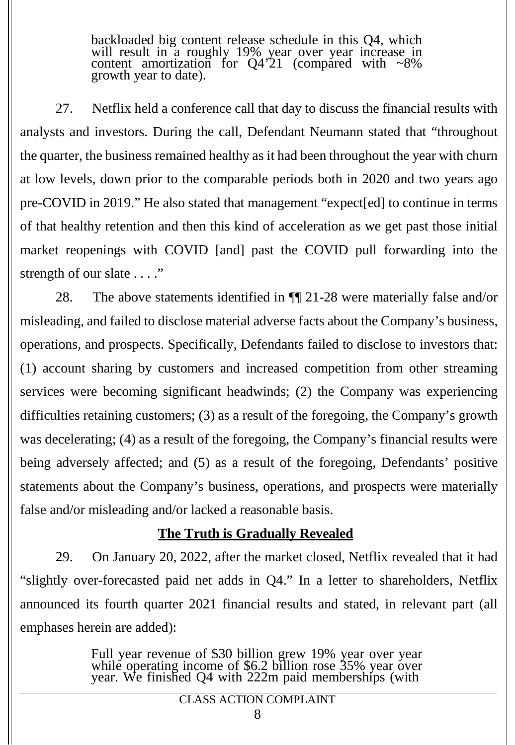> backloaded big content release schedule in this Q4, which will result in a roughly 19% year over year increase in content amortization for Q4'21 (compared with ~8% growth year to date).

27. Netflix held a conference call that day to discuss the financial results with analysts and investors. During the call, Defendant Neumann stated that "throughout the quarter, the business remained healthy as it had been throughout the year with churn at low levels, down prior to the comparable periods both in 2020 and two years ago pre-COVID in 2019." He also stated that management "expect[ed] to continue in terms of that healthy retention and then this kind of acceleration as we get past those initial market reopenings with COVID [and] past the COVID pull forwarding into the strength of our slate . . . ."

28. The above statements identified in ¶¶ 21-28 were materially false and/or misleading, and failed to disclose material adverse facts about the Company's business, operations, and prospects. Specifically, Defendants failed to disclose to investors that: (1) account sharing by customers and increased competition from other streaming services were becoming significant headwinds; (2) the Company was experiencing difficulties retaining customers; (3) as a result of the foregoing, the Company's growth was decelerating; (4) as a result of the foregoing, the Company's financial results were being adversely affected; and (5) as a result of the foregoing, Defendants' positive statements about the Company's business, operations, and prospects were materially false and/or misleading and/or lacked a reasonable basis.

## **The Truth is Gradually Revealed**

29. On January 20, 2022, after the market closed, Netflix revealed that it had "slightly over-forecasted paid net adds in Q4." In a letter to shareholders, Netflix announced its fourth quarter 2021 financial results and stated, in relevant part (all emphases herein are added):

> Full year revenue of $30 billion grew 19% year over year while operating income of $6.2 billion rose 35% year over year. We finished Q4 with 222m paid memberships (with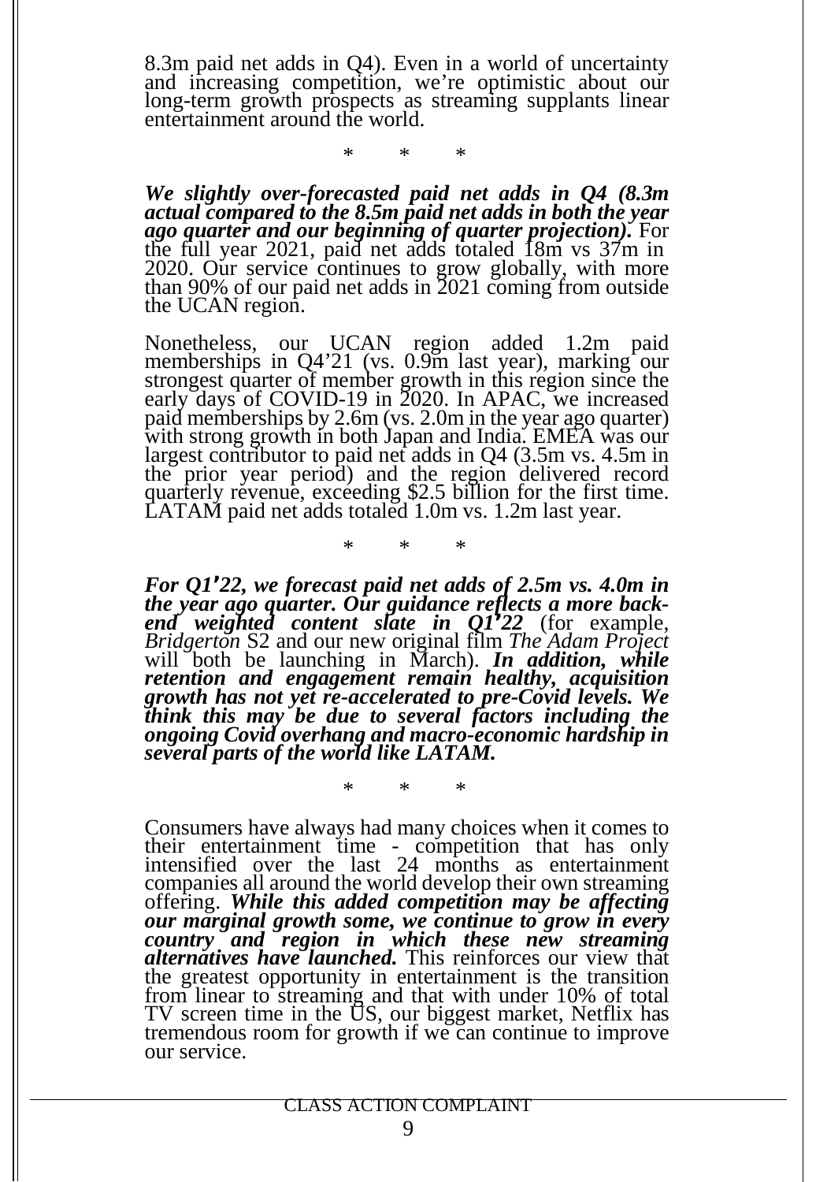8.3m paid net adds in Q4). Even in a world of uncertainty and increasing competition, we're optimistic about our long-term growth prospects as streaming supplants linear entertainment around the world.

\* \* \*

***We slightly over-forecasted paid net adds in Q4 (8.3m actual compared to the 8.5m paid net adds in both the year ago quarter and our beginning of quarter projection).*** For the full year 2021, paid net adds totaled 18m vs 37m in 2020. Our service continues to grow globally, with more than 90% of our paid net adds in 2021 coming from outside the UCAN region.

Nonetheless, our UCAN region added 1.2m paid memberships in Q4'21 (vs. 0.9m last year), marking our strongest quarter of member growth in this region since the early days of COVID-19 in 2020. In APAC, we increased paid memberships by 2.6m (vs. 2.0m in the year ago quarter) with strong growth in both Japan and India. EMEA was our largest contributor to paid net adds in Q4 (3.5m vs. 4.5m in the prior year period) and the region delivered record quarterly revenue, exceeding $2.5 billion for the first time. LATAM paid net adds totaled 1.0m vs. 1.2m last year.

\* \* \*

***For Q1'22, we forecast paid net adds of 2.5m vs. 4.0m in the year ago quarter. Our guidance reflects a more back-end weighted content slate in Q1'22*** (for example, *Bridgerton* S2 and our new original film *The Adam Project* will both be launching in March). ***In addition, while retention and engagement remain healthy, acquisition growth has not yet re-accelerated to pre-Covid levels. We think this may be due to several factors including the ongoing Covid overhang and macro-economic hardship in several parts of the world like LATAM.***

\* \* \*

Consumers have always had many choices when it comes to their entertainment time - competition that has only intensified over the last 24 months as entertainment companies all around the world develop their own streaming offering. ***While this added competition may be affecting our marginal growth some, we continue to grow in every country and region in which these new streaming alternatives have launched.*** This reinforces our view that the greatest opportunity in entertainment is the transition from linear to streaming and that with under 10% of total TV screen time in the US, our biggest market, Netflix has tremendous room for growth if we can continue to improve our service.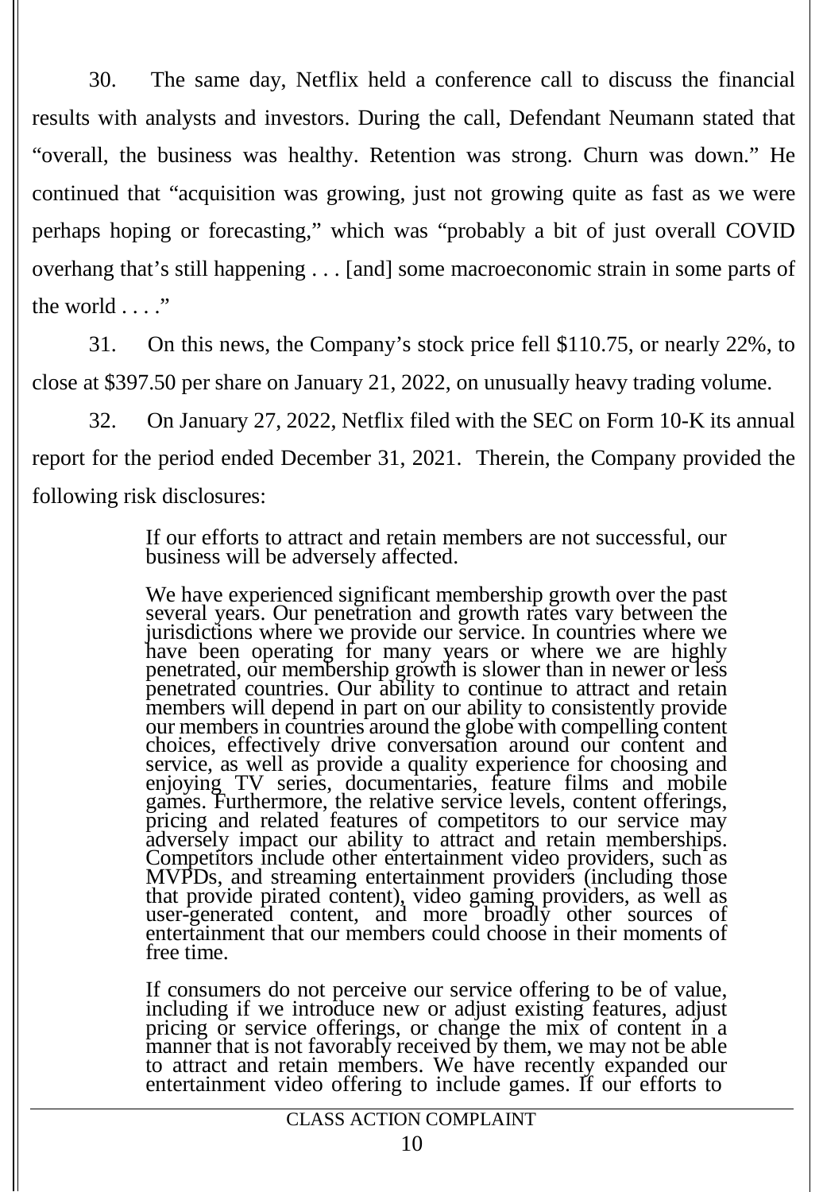30. The same day, Netflix held a conference call to discuss the financial results with analysts and investors. During the call, Defendant Neumann stated that "overall, the business was healthy. Retention was strong. Churn was down." He continued that "acquisition was growing, just not growing quite as fast as we were perhaps hoping or forecasting," which was "probably a bit of just overall COVID overhang that's still happening . . . [and] some macroeconomic strain in some parts of the world . . . ."

31. On this news, the Company's stock price fell $110.75, or nearly 22%, to close at $397.50 per share on January 21, 2022, on unusually heavy trading volume.

32. On January 27, 2022, Netflix filed with the SEC on Form 10-K its annual report for the period ended December 31, 2021. Therein, the Company provided the following risk disclosures:

> If our efforts to attract and retain members are not successful, our business will be adversely affected.
>
> We have experienced significant membership growth over the past several years. Our penetration and growth rates vary between the jurisdictions where we provide our service. In countries where we have been operating for many years or where we are highly penetrated, our membership growth is slower than in newer or less penetrated countries. Our ability to continue to attract and retain members will depend in part on our ability to consistently provide our members in countries around the globe with compelling content choices, effectively drive conversation around our content and service, as well as provide a quality experience for choosing and enjoying TV series, documentaries, feature films and mobile games. Furthermore, the relative service levels, content offerings, pricing and related features of competitors to our service may adversely impact our ability to attract and retain memberships. Competitors include other entertainment video providers, such as MVPDs, and streaming entertainment providers (including those that provide pirated content), video gaming providers, as well as user-generated content, and more broadly other sources of entertainment that our members could choose in their moments of free time.
>
> If consumers do not perceive our service offering to be of value, including if we introduce new or adjust existing features, adjust pricing or service offerings, or change the mix of content in a manner that is not favorably received by them, we may not be able to attract and retain members. We have recently expanded our entertainment video offering to include games. If our efforts to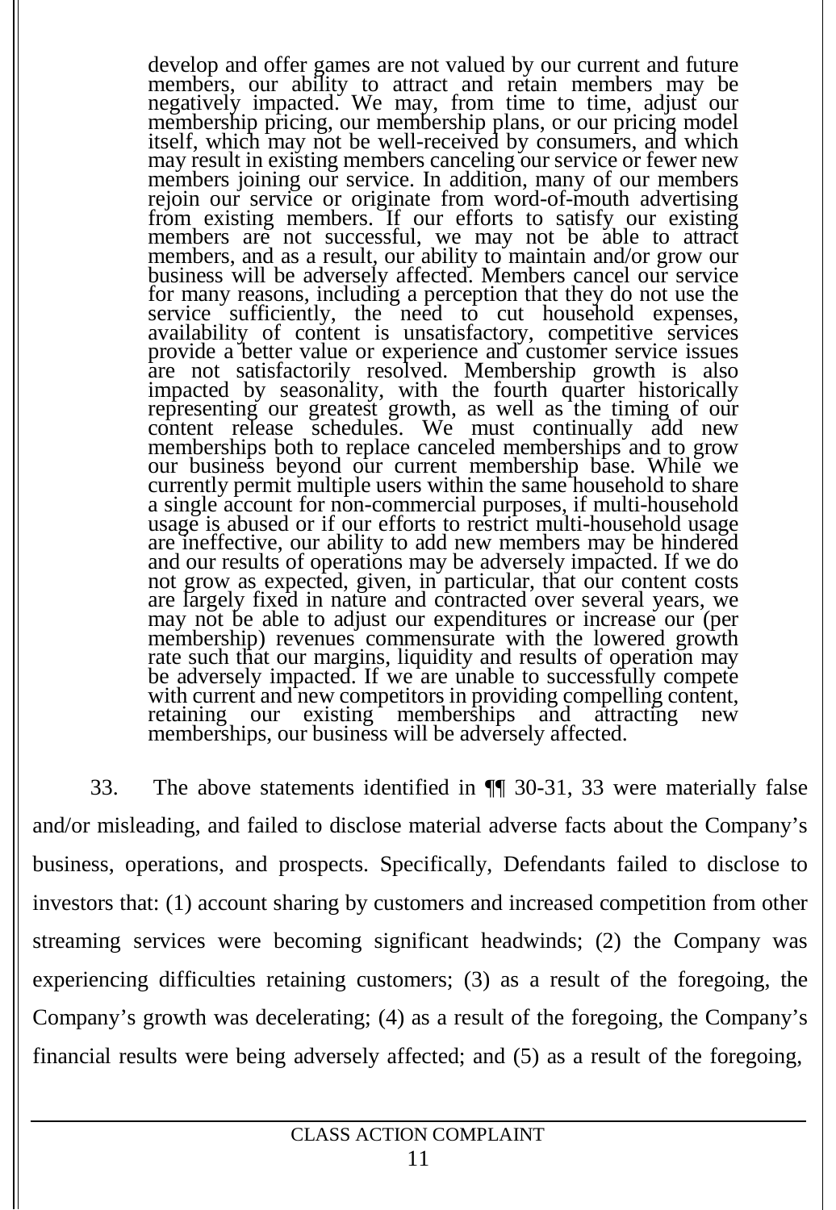> develop and offer games are not valued by our current and future members, our ability to attract and retain members may be negatively impacted. We may, from time to time, adjust our membership pricing, our membership plans, or our pricing model itself, which may not be well-received by consumers, and which may result in existing members canceling our service or fewer new members joining our service. In addition, many of our members rejoin our service or originate from word-of-mouth advertising from existing members. If our efforts to satisfy our existing members are not successful, we may not be able to attract members, and as a result, our ability to maintain and/or grow our business will be adversely affected. Members cancel our service for many reasons, including a perception that they do not use the service sufficiently, the need to cut household expenses, availability of content is unsatisfactory, competitive services provide a better value or experience and customer service issues are not satisfactorily resolved. Membership growth is also impacted by seasonality, with the fourth quarter historically representing our greatest growth, as well as the timing of our content release schedules. We must continually add new memberships both to replace canceled memberships and to grow our business beyond our current membership base. While we currently permit multiple users within the same household to share a single account for non-commercial purposes, if multi-household usage is abused or if our efforts to restrict multi-household usage are ineffective, our ability to add new members may be hindered and our results of operations may be adversely impacted. If we do not grow as expected, given, in particular, that our content costs are largely fixed in nature and contracted over several years, we may not be able to adjust our expenditures or increase our (per membership) revenues commensurate with the lowered growth rate such that our margins, liquidity and results of operation may be adversely impacted. If we are unable to successfully compete with current and new competitors in providing compelling content, retaining our existing memberships and attracting new memberships, our business will be adversely affected.

33. The above statements identified in ¶¶ 30-31, 33 were materially false and/or misleading, and failed to disclose material adverse facts about the Company's business, operations, and prospects. Specifically, Defendants failed to disclose to investors that: (1) account sharing by customers and increased competition from other streaming services were becoming significant headwinds; (2) the Company was experiencing difficulties retaining customers; (3) as a result of the foregoing, the Company's growth was decelerating; (4) as a result of the foregoing, the Company's financial results were being adversely affected; and (5) as a result of the foregoing,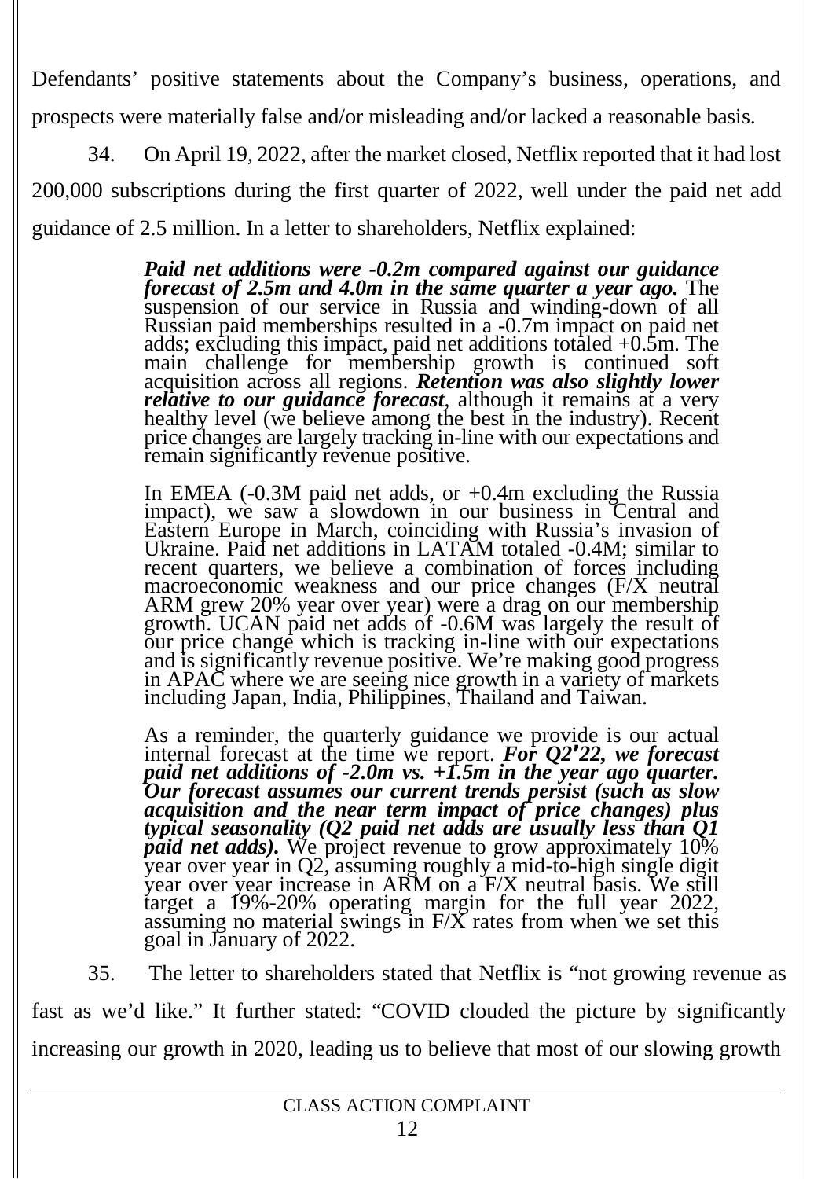Defendants' positive statements about the Company's business, operations, and prospects were materially false and/or misleading and/or lacked a reasonable basis.

34. On April 19, 2022, after the market closed, Netflix reported that it had lost 200,000 subscriptions during the first quarter of 2022, well under the paid net add guidance of 2.5 million. In a letter to shareholders, Netflix explained:

> ***Paid net additions were -0.2m compared against our guidance forecast of 2.5m and 4.0m in the same quarter a year ago.*** The suspension of our service in Russia and winding-down of all Russian paid memberships resulted in a -0.7m impact on paid net adds; excluding this impact, paid net additions totaled +0.5m. The main challenge for membership growth is continued soft acquisition across all regions. ***Retention was also slightly lower relative to our guidance forecast***, although it remains at a very healthy level (we believe among the best in the industry). Recent price changes are largely tracking in-line with our expectations and remain significantly revenue positive.
>
> In EMEA (-0.3M paid net adds, or +0.4m excluding the Russia impact), we saw a slowdown in our business in Central and Eastern Europe in March, coinciding with Russia's invasion of Ukraine. Paid net additions in LATAM totaled -0.4M; similar to recent quarters, we believe a combination of forces including macroeconomic weakness and our price changes (F/X neutral ARM grew 20% year over year) were a drag on our membership growth. UCAN paid net adds of -0.6M was largely the result of our price change which is tracking in-line with our expectations and is significantly revenue positive. We're making good progress in APAC where we are seeing nice growth in a variety of markets including Japan, India, Philippines, Thailand and Taiwan.
>
> As a reminder, the quarterly guidance we provide is our actual internal forecast at the time we report. ***For Q2'22, we forecast paid net additions of -2.0m vs. +1.5m in the year ago quarter. Our forecast assumes our current trends persist (such as slow acquisition and the near term impact of price changes) plus typical seasonality (Q2 paid net adds are usually less than Q1 paid net adds).*** We project revenue to grow approximately 10% year over year in Q2, assuming roughly a mid-to-high single digit year over year increase in ARM on a F/X neutral basis. We still target a 19%-20% operating margin for the full year 2022, assuming no material swings in F/X rates from when we set this goal in January of 2022.

35. The letter to shareholders stated that Netflix is "not growing revenue as fast as we'd like." It further stated: "COVID clouded the picture by significantly increasing our growth in 2020, leading us to believe that most of our slowing growth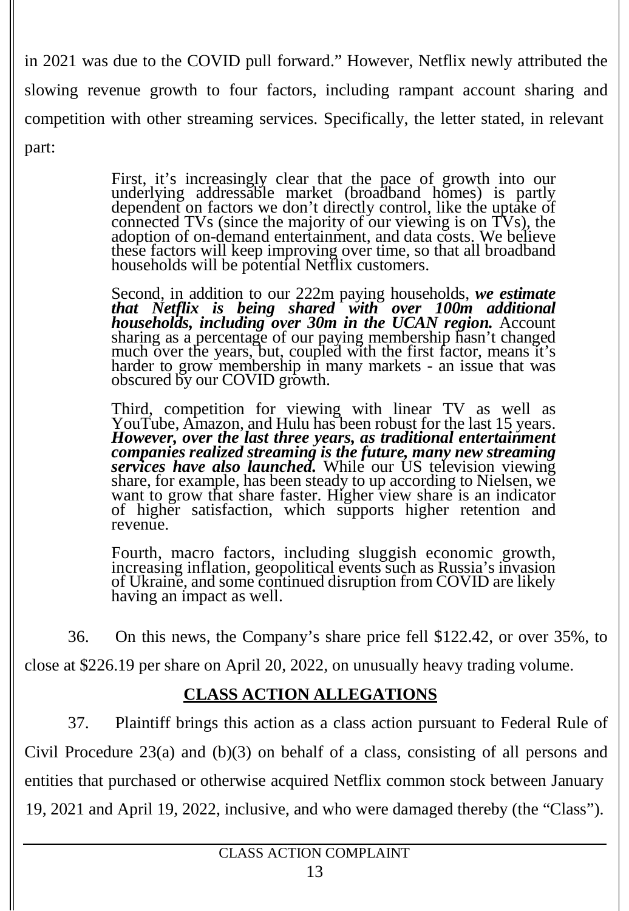in 2021 was due to the COVID pull forward." However, Netflix newly attributed the slowing revenue growth to four factors, including rampant account sharing and competition with other streaming services. Specifically, the letter stated, in relevant part:

> First, it's increasingly clear that the pace of growth into our underlying addressable market (broadband homes) is partly dependent on factors we don't directly control, like the uptake of connected TVs (since the majority of our viewing is on TVs), the adoption of on-demand entertainment, and data costs. We believe these factors will keep improving over time, so that all broadband households will be potential Netflix customers.
>
> Second, in addition to our 222m paying households, ***we estimate that Netflix is being shared with over 100m additional households, including over 30m in the UCAN region.*** Account sharing as a percentage of our paying membership hasn't changed much over the years, but, coupled with the first factor, means it's harder to grow membership in many markets - an issue that was obscured by our COVID growth.
>
> Third, competition for viewing with linear TV as well as YouTube, Amazon, and Hulu has been robust for the last 15 years. ***However, over the last three years, as traditional entertainment companies realized streaming is the future, many new streaming services have also launched.*** While our US television viewing share, for example, has been steady to up according to Nielsen, we want to grow that share faster. Higher view share is an indicator of higher satisfaction, which supports higher retention and revenue.
>
> Fourth, macro factors, including sluggish economic growth, increasing inflation, geopolitical events such as Russia's invasion of Ukraine, and some continued disruption from COVID are likely having an impact as well.

36. On this news, the Company's share price fell $122.42, or over 35%, to close at $226.19 per share on April 20, 2022, on unusually heavy trading volume.

## CLASS ACTION ALLEGATIONS

37. Plaintiff brings this action as a class action pursuant to Federal Rule of Civil Procedure 23(a) and (b)(3) on behalf of a class, consisting of all persons and entities that purchased or otherwise acquired Netflix common stock between January 19, 2021 and April 19, 2022, inclusive, and who were damaged thereby (the "Class").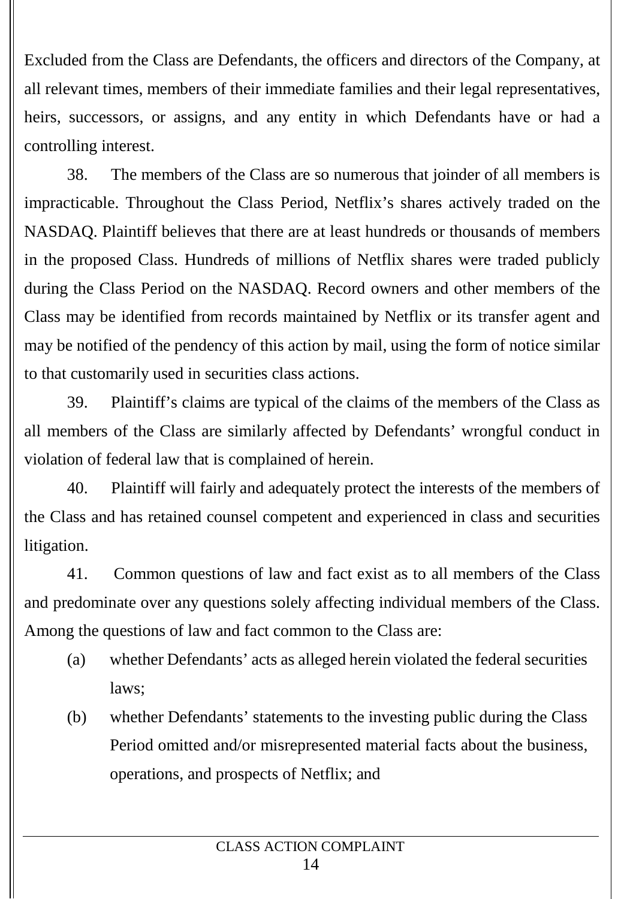Excluded from the Class are Defendants, the officers and directors of the Company, at all relevant times, members of their immediate families and their legal representatives, heirs, successors, or assigns, and any entity in which Defendants have or had a controlling interest.

38. The members of the Class are so numerous that joinder of all members is impracticable. Throughout the Class Period, Netflix's shares actively traded on the NASDAQ. Plaintiff believes that there are at least hundreds or thousands of members in the proposed Class. Hundreds of millions of Netflix shares were traded publicly during the Class Period on the NASDAQ. Record owners and other members of the Class may be identified from records maintained by Netflix or its transfer agent and may be notified of the pendency of this action by mail, using the form of notice similar to that customarily used in securities class actions.

39. Plaintiff's claims are typical of the claims of the members of the Class as all members of the Class are similarly affected by Defendants' wrongful conduct in violation of federal law that is complained of herein.

40. Plaintiff will fairly and adequately protect the interests of the members of the Class and has retained counsel competent and experienced in class and securities litigation.

41. Common questions of law and fact exist as to all members of the Class and predominate over any questions solely affecting individual members of the Class. Among the questions of law and fact common to the Class are:

(a) whether Defendants' acts as alleged herein violated the federal securities laws;

(b) whether Defendants' statements to the investing public during the Class Period omitted and/or misrepresented material facts about the business, operations, and prospects of Netflix; and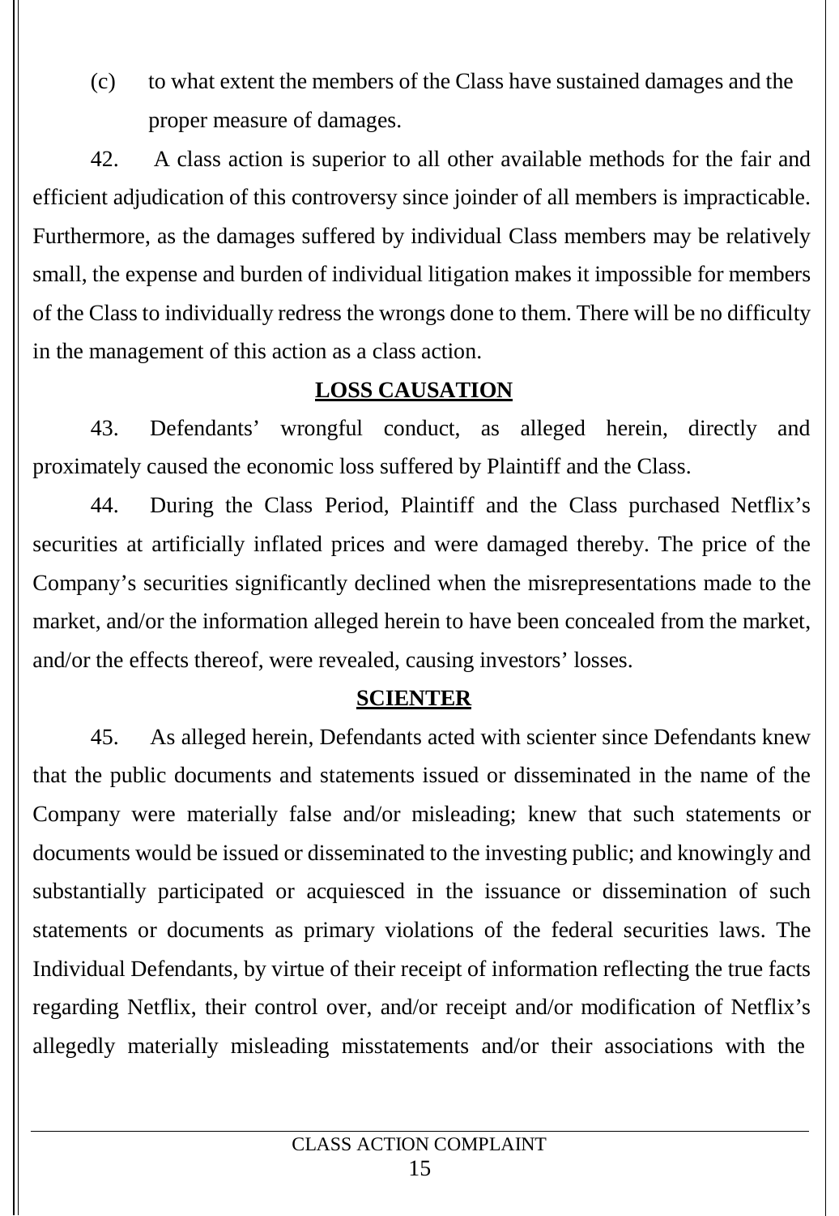(c) to what extent the members of the Class have sustained damages and the proper measure of damages.

42. A class action is superior to all other available methods for the fair and efficient adjudication of this controversy since joinder of all members is impracticable. Furthermore, as the damages suffered by individual Class members may be relatively small, the expense and burden of individual litigation makes it impossible for members of the Class to individually redress the wrongs done to them. There will be no difficulty in the management of this action as a class action.

## LOSS CAUSATION

43. Defendants' wrongful conduct, as alleged herein, directly and proximately caused the economic loss suffered by Plaintiff and the Class.

44. During the Class Period, Plaintiff and the Class purchased Netflix's securities at artificially inflated prices and were damaged thereby. The price of the Company's securities significantly declined when the misrepresentations made to the market, and/or the information alleged herein to have been concealed from the market, and/or the effects thereof, were revealed, causing investors' losses.

## SCIENTER

45. As alleged herein, Defendants acted with scienter since Defendants knew that the public documents and statements issued or disseminated in the name of the Company were materially false and/or misleading; knew that such statements or documents would be issued or disseminated to the investing public; and knowingly and substantially participated or acquiesced in the issuance or dissemination of such statements or documents as primary violations of the federal securities laws. The Individual Defendants, by virtue of their receipt of information reflecting the true facts regarding Netflix, their control over, and/or receipt and/or modification of Netflix's allegedly materially misleading misstatements and/or their associations with the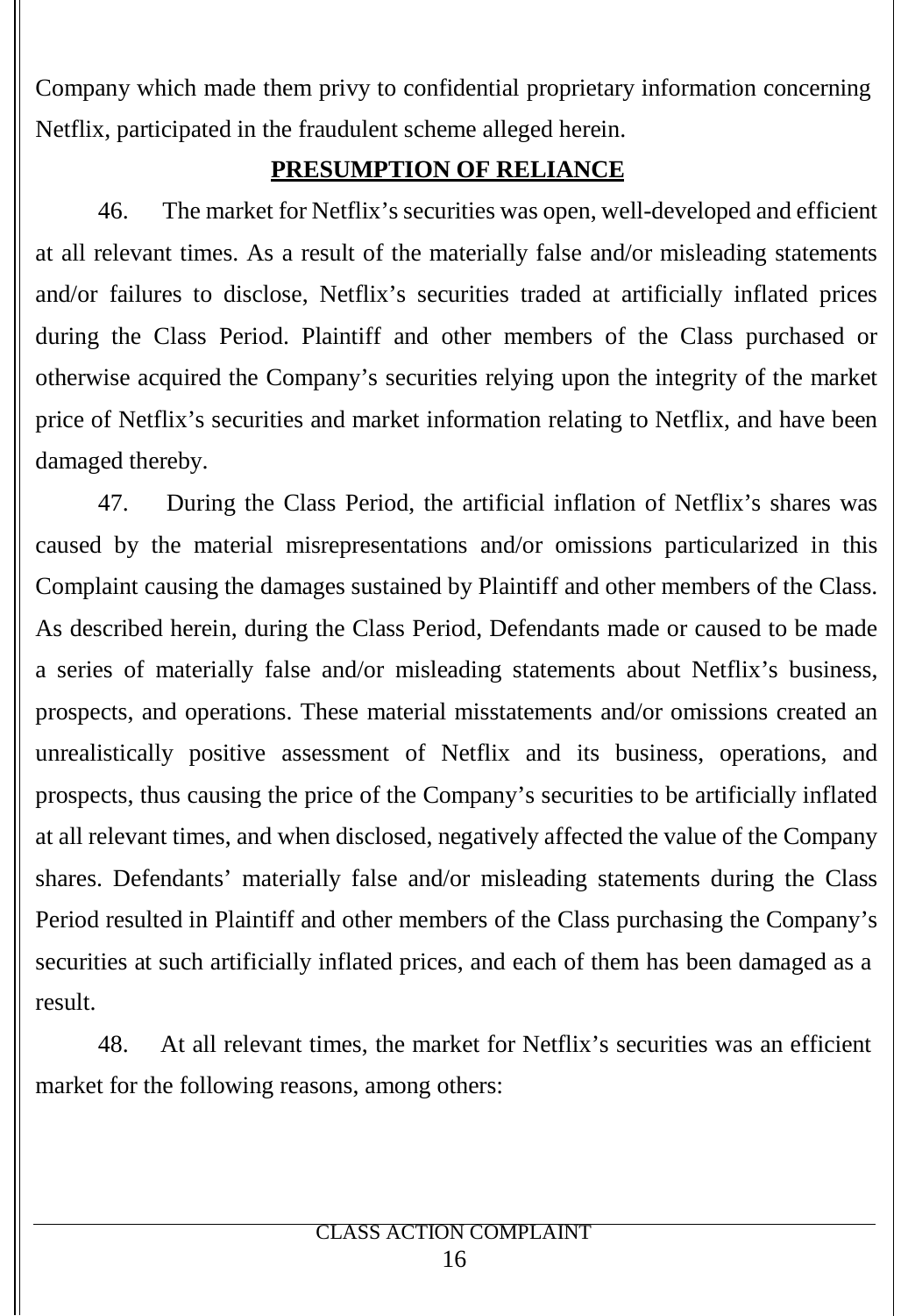Company which made them privy to confidential proprietary information concerning Netflix, participated in the fraudulent scheme alleged herein.

## **PRESUMPTION OF RELIANCE**

46. The market for Netflix's securities was open, well-developed and efficient at all relevant times. As a result of the materially false and/or misleading statements and/or failures to disclose, Netflix's securities traded at artificially inflated prices during the Class Period. Plaintiff and other members of the Class purchased or otherwise acquired the Company's securities relying upon the integrity of the market price of Netflix's securities and market information relating to Netflix, and have been damaged thereby.

47. During the Class Period, the artificial inflation of Netflix's shares was caused by the material misrepresentations and/or omissions particularized in this Complaint causing the damages sustained by Plaintiff and other members of the Class. As described herein, during the Class Period, Defendants made or caused to be made a series of materially false and/or misleading statements about Netflix's business, prospects, and operations. These material misstatements and/or omissions created an unrealistically positive assessment of Netflix and its business, operations, and prospects, thus causing the price of the Company's securities to be artificially inflated at all relevant times, and when disclosed, negatively affected the value of the Company shares. Defendants' materially false and/or misleading statements during the Class Period resulted in Plaintiff and other members of the Class purchasing the Company's securities at such artificially inflated prices, and each of them has been damaged as a result.

48. At all relevant times, the market for Netflix's securities was an efficient market for the following reasons, among others: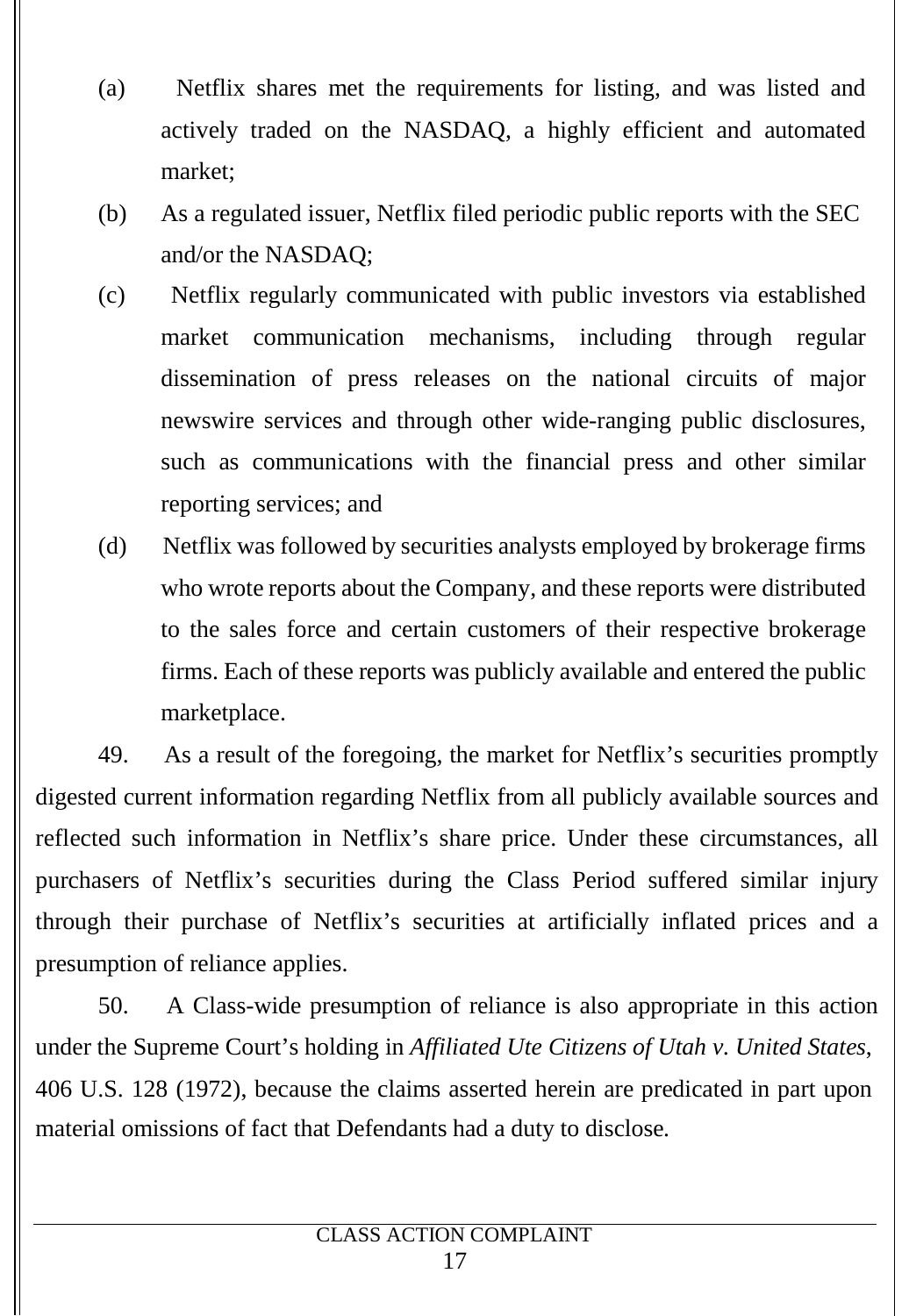(a) Netflix shares met the requirements for listing, and was listed and actively traded on the NASDAQ, a highly efficient and automated market;

(b) As a regulated issuer, Netflix filed periodic public reports with the SEC and/or the NASDAQ;

(c) Netflix regularly communicated with public investors via established market communication mechanisms, including through regular dissemination of press releases on the national circuits of major newswire services and through other wide-ranging public disclosures, such as communications with the financial press and other similar reporting services; and

(d) Netflix was followed by securities analysts employed by brokerage firms who wrote reports about the Company, and these reports were distributed to the sales force and certain customers of their respective brokerage firms. Each of these reports was publicly available and entered the public marketplace.

49. As a result of the foregoing, the market for Netflix's securities promptly digested current information regarding Netflix from all publicly available sources and reflected such information in Netflix's share price. Under these circumstances, all purchasers of Netflix's securities during the Class Period suffered similar injury through their purchase of Netflix's securities at artificially inflated prices and a presumption of reliance applies.

50. A Class-wide presumption of reliance is also appropriate in this action under the Supreme Court's holding in *Affiliated Ute Citizens of Utah v. United States*, 406 U.S. 128 (1972), because the claims asserted herein are predicated in part upon material omissions of fact that Defendants had a duty to disclose.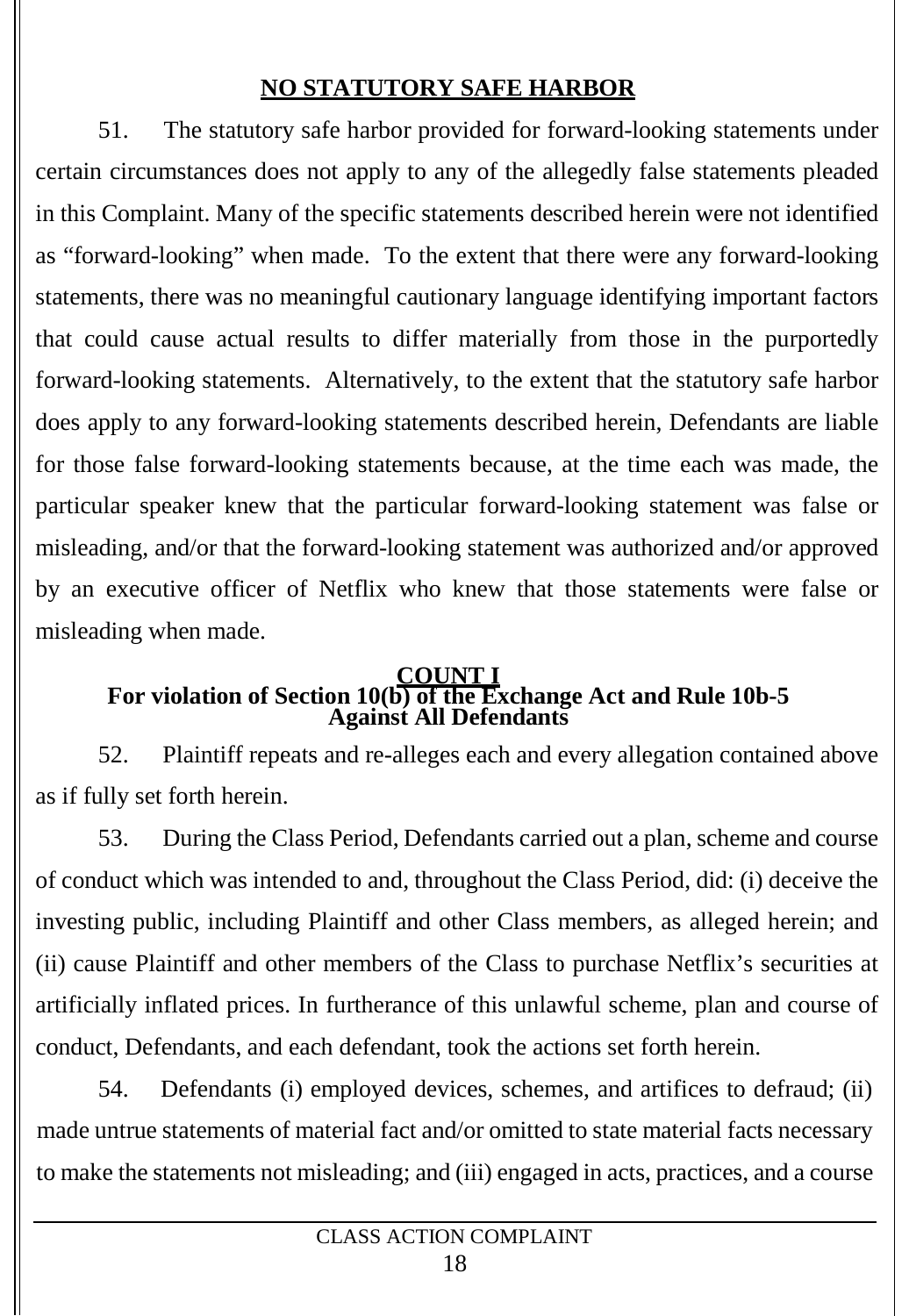## NO STATUTORY SAFE HARBOR

51. The statutory safe harbor provided for forward-looking statements under certain circumstances does not apply to any of the allegedly false statements pleaded in this Complaint. Many of the specific statements described herein were not identified as "forward-looking" when made. To the extent that there were any forward-looking statements, there was no meaningful cautionary language identifying important factors that could cause actual results to differ materially from those in the purportedly forward-looking statements. Alternatively, to the extent that the statutory safe harbor does apply to any forward-looking statements described herein, Defendants are liable for those false forward-looking statements because, at the time each was made, the particular speaker knew that the particular forward-looking statement was false or misleading, and/or that the forward-looking statement was authorized and/or approved by an executive officer of Netflix who knew that those statements were false or misleading when made.

## COUNT I
**For violation of Section 10(b) of the Exchange Act and Rule 10b-5**
**Against All Defendants**

52. Plaintiff repeats and re-alleges each and every allegation contained above as if fully set forth herein.

53. During the Class Period, Defendants carried out a plan, scheme and course of conduct which was intended to and, throughout the Class Period, did: (i) deceive the investing public, including Plaintiff and other Class members, as alleged herein; and (ii) cause Plaintiff and other members of the Class to purchase Netflix's securities at artificially inflated prices. In furtherance of this unlawful scheme, plan and course of conduct, Defendants, and each defendant, took the actions set forth herein.

54. Defendants (i) employed devices, schemes, and artifices to defraud; (ii) made untrue statements of material fact and/or omitted to state material facts necessary to make the statements not misleading; and (iii) engaged in acts, practices, and a course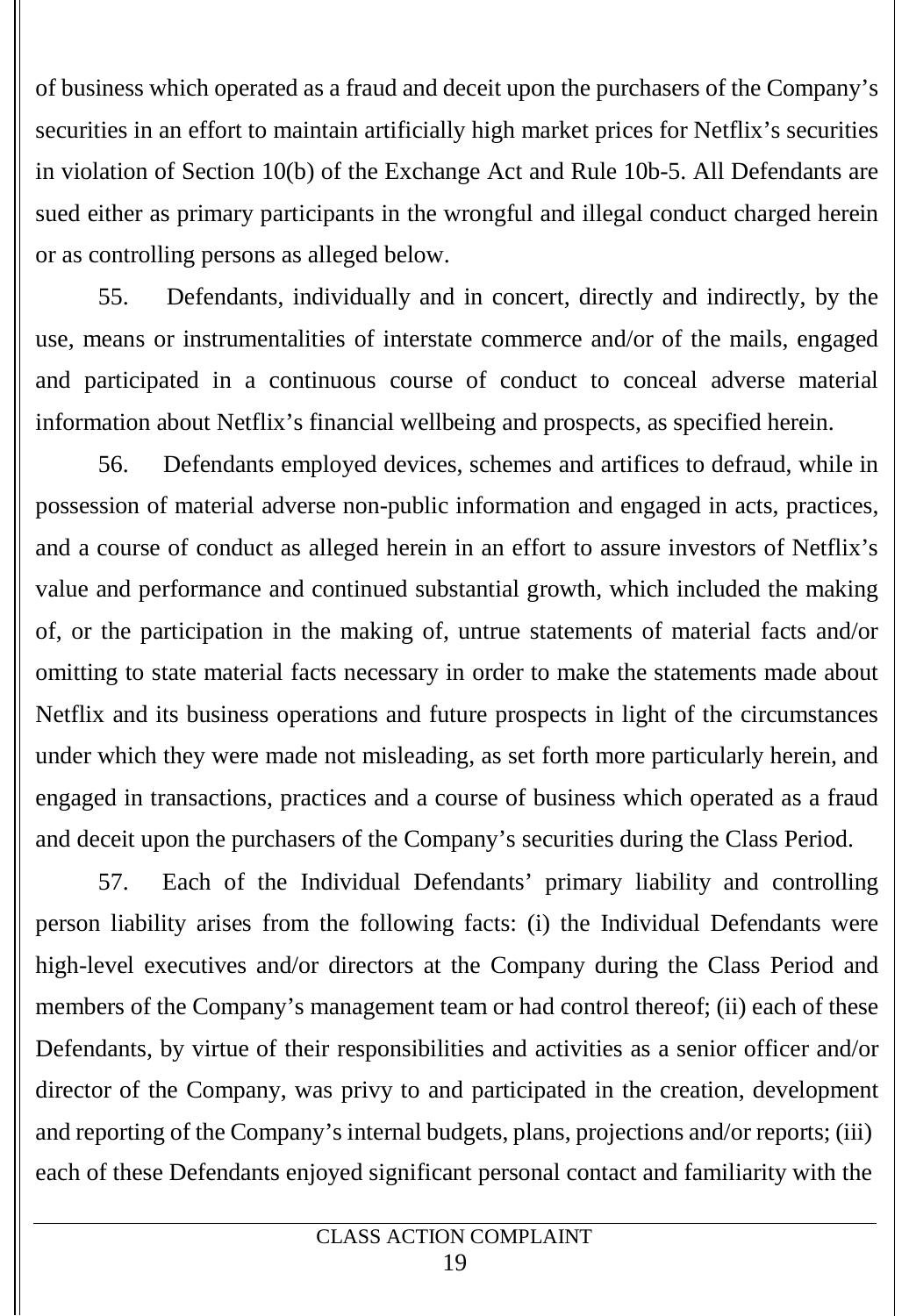of business which operated as a fraud and deceit upon the purchasers of the Company's securities in an effort to maintain artificially high market prices for Netflix's securities in violation of Section 10(b) of the Exchange Act and Rule 10b-5. All Defendants are sued either as primary participants in the wrongful and illegal conduct charged herein or as controlling persons as alleged below.

55. Defendants, individually and in concert, directly and indirectly, by the use, means or instrumentalities of interstate commerce and/or of the mails, engaged and participated in a continuous course of conduct to conceal adverse material information about Netflix's financial wellbeing and prospects, as specified herein.

56. Defendants employed devices, schemes and artifices to defraud, while in possession of material adverse non-public information and engaged in acts, practices, and a course of conduct as alleged herein in an effort to assure investors of Netflix's value and performance and continued substantial growth, which included the making of, or the participation in the making of, untrue statements of material facts and/or omitting to state material facts necessary in order to make the statements made about Netflix and its business operations and future prospects in light of the circumstances under which they were made not misleading, as set forth more particularly herein, and engaged in transactions, practices and a course of business which operated as a fraud and deceit upon the purchasers of the Company's securities during the Class Period.

57. Each of the Individual Defendants' primary liability and controlling person liability arises from the following facts: (i) the Individual Defendants were high-level executives and/or directors at the Company during the Class Period and members of the Company's management team or had control thereof; (ii) each of these Defendants, by virtue of their responsibilities and activities as a senior officer and/or director of the Company, was privy to and participated in the creation, development and reporting of the Company's internal budgets, plans, projections and/or reports; (iii) each of these Defendants enjoyed significant personal contact and familiarity with the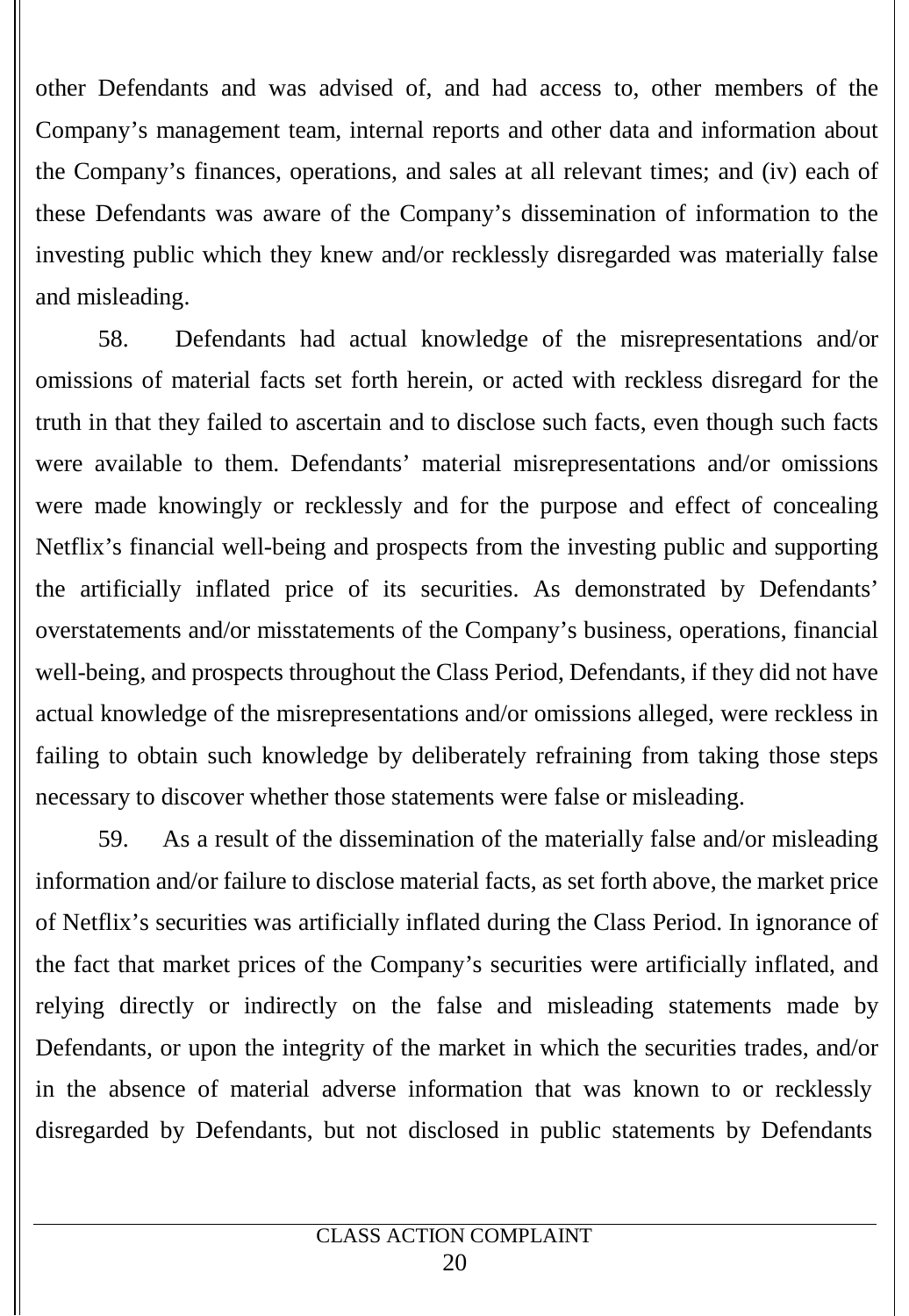other Defendants and was advised of, and had access to, other members of the Company's management team, internal reports and other data and information about the Company's finances, operations, and sales at all relevant times; and (iv) each of these Defendants was aware of the Company's dissemination of information to the investing public which they knew and/or recklessly disregarded was materially false and misleading.

58. Defendants had actual knowledge of the misrepresentations and/or omissions of material facts set forth herein, or acted with reckless disregard for the truth in that they failed to ascertain and to disclose such facts, even though such facts were available to them. Defendants' material misrepresentations and/or omissions were made knowingly or recklessly and for the purpose and effect of concealing Netflix's financial well-being and prospects from the investing public and supporting the artificially inflated price of its securities. As demonstrated by Defendants' overstatements and/or misstatements of the Company's business, operations, financial well-being, and prospects throughout the Class Period, Defendants, if they did not have actual knowledge of the misrepresentations and/or omissions alleged, were reckless in failing to obtain such knowledge by deliberately refraining from taking those steps necessary to discover whether those statements were false or misleading.

59. As a result of the dissemination of the materially false and/or misleading information and/or failure to disclose material facts, as set forth above, the market price of Netflix's securities was artificially inflated during the Class Period. In ignorance of the fact that market prices of the Company's securities were artificially inflated, and relying directly or indirectly on the false and misleading statements made by Defendants, or upon the integrity of the market in which the securities trades, and/or in the absence of material adverse information that was known to or recklessly disregarded by Defendants, but not disclosed in public statements by Defendants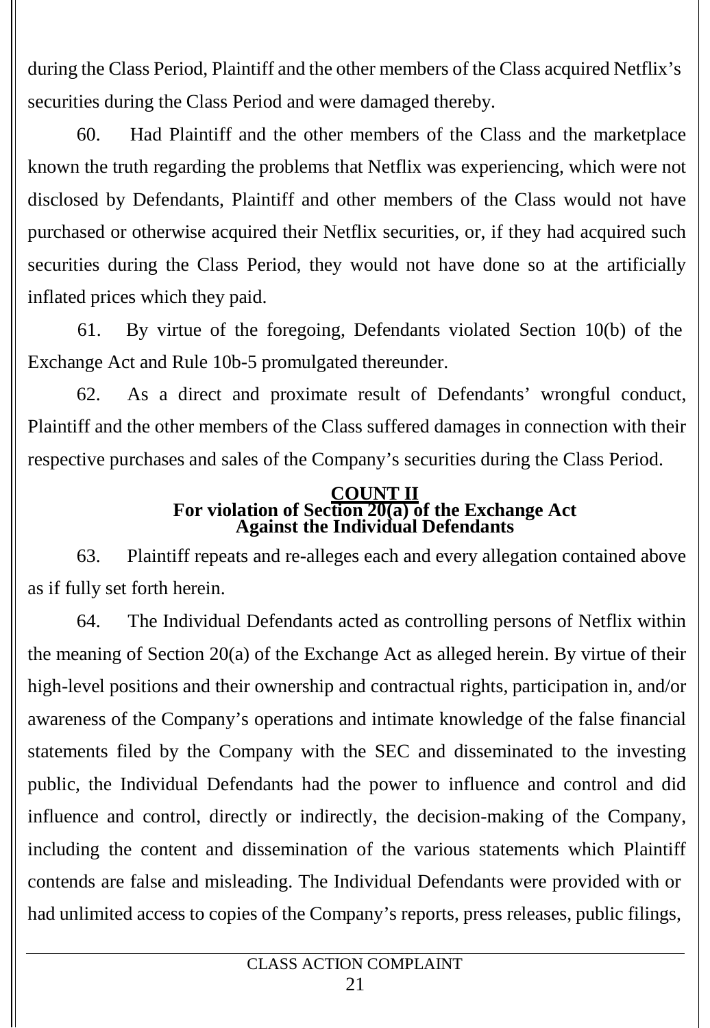during the Class Period, Plaintiff and the other members of the Class acquired Netflix's securities during the Class Period and were damaged thereby.

60. Had Plaintiff and the other members of the Class and the marketplace known the truth regarding the problems that Netflix was experiencing, which were not disclosed by Defendants, Plaintiff and other members of the Class would not have purchased or otherwise acquired their Netflix securities, or, if they had acquired such securities during the Class Period, they would not have done so at the artificially inflated prices which they paid.

61. By virtue of the foregoing, Defendants violated Section 10(b) of the Exchange Act and Rule 10b-5 promulgated thereunder.

62. As a direct and proximate result of Defendants' wrongful conduct, Plaintiff and the other members of the Class suffered damages in connection with their respective purchases and sales of the Company's securities during the Class Period.

## COUNT II
### For violation of Section 20(a) of the Exchange Act Against the Individual Defendants

63. Plaintiff repeats and re-alleges each and every allegation contained above as if fully set forth herein.

64. The Individual Defendants acted as controlling persons of Netflix within the meaning of Section 20(a) of the Exchange Act as alleged herein. By virtue of their high-level positions and their ownership and contractual rights, participation in, and/or awareness of the Company's operations and intimate knowledge of the false financial statements filed by the Company with the SEC and disseminated to the investing public, the Individual Defendants had the power to influence and control and did influence and control, directly or indirectly, the decision-making of the Company, including the content and dissemination of the various statements which Plaintiff contends are false and misleading. The Individual Defendants were provided with or had unlimited access to copies of the Company's reports, press releases, public filings,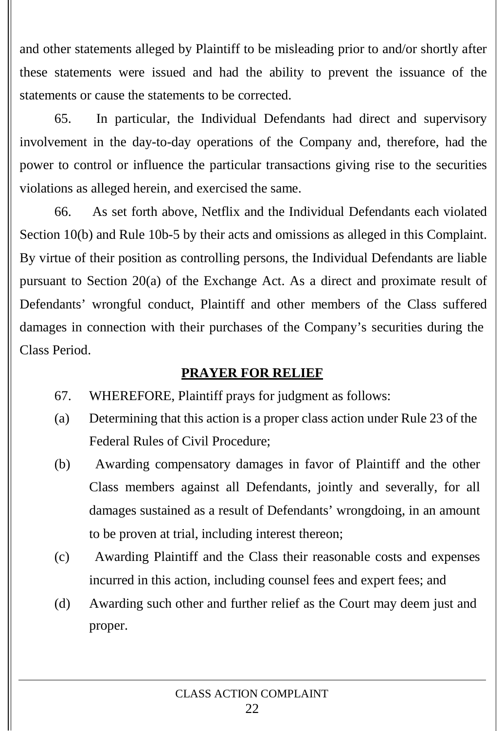and other statements alleged by Plaintiff to be misleading prior to and/or shortly after these statements were issued and had the ability to prevent the issuance of the statements or cause the statements to be corrected.

65. In particular, the Individual Defendants had direct and supervisory involvement in the day-to-day operations of the Company and, therefore, had the power to control or influence the particular transactions giving rise to the securities violations as alleged herein, and exercised the same.

66. As set forth above, Netflix and the Individual Defendants each violated Section 10(b) and Rule 10b-5 by their acts and omissions as alleged in this Complaint. By virtue of their position as controlling persons, the Individual Defendants are liable pursuant to Section 20(a) of the Exchange Act. As a direct and proximate result of Defendants' wrongful conduct, Plaintiff and other members of the Class suffered damages in connection with their purchases of the Company's securities during the Class Period.

## PRAYER FOR RELIEF

67. WHEREFORE, Plaintiff prays for judgment as follows:

(a) Determining that this action is a proper class action under Rule 23 of the Federal Rules of Civil Procedure;

(b) Awarding compensatory damages in favor of Plaintiff and the other Class members against all Defendants, jointly and severally, for all damages sustained as a result of Defendants' wrongdoing, in an amount to be proven at trial, including interest thereon;

(c) Awarding Plaintiff and the Class their reasonable costs and expenses incurred in this action, including counsel fees and expert fees; and

(d) Awarding such other and further relief as the Court may deem just and proper.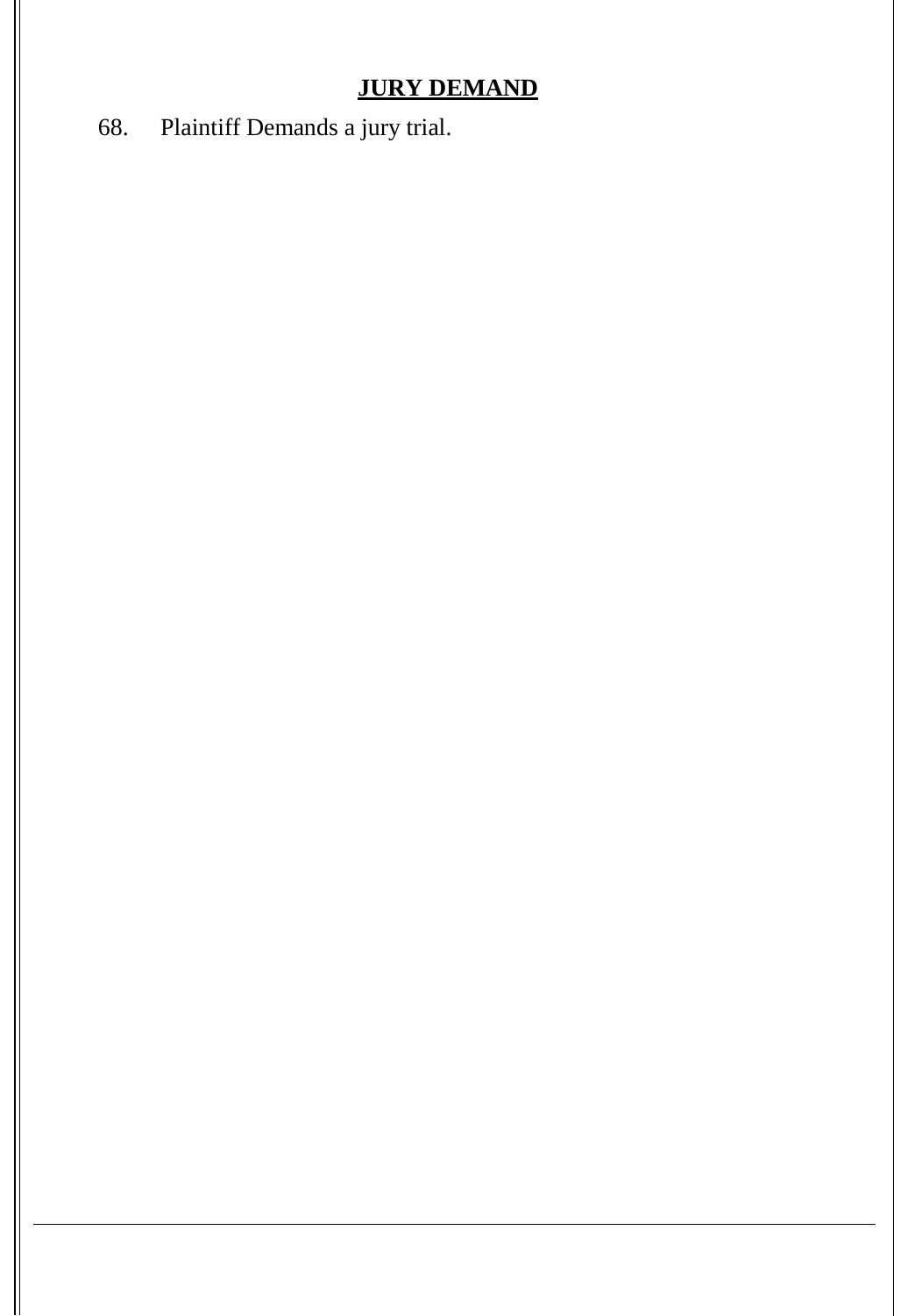## **JURY DEMAND**

68. Plaintiff Demands a jury trial.